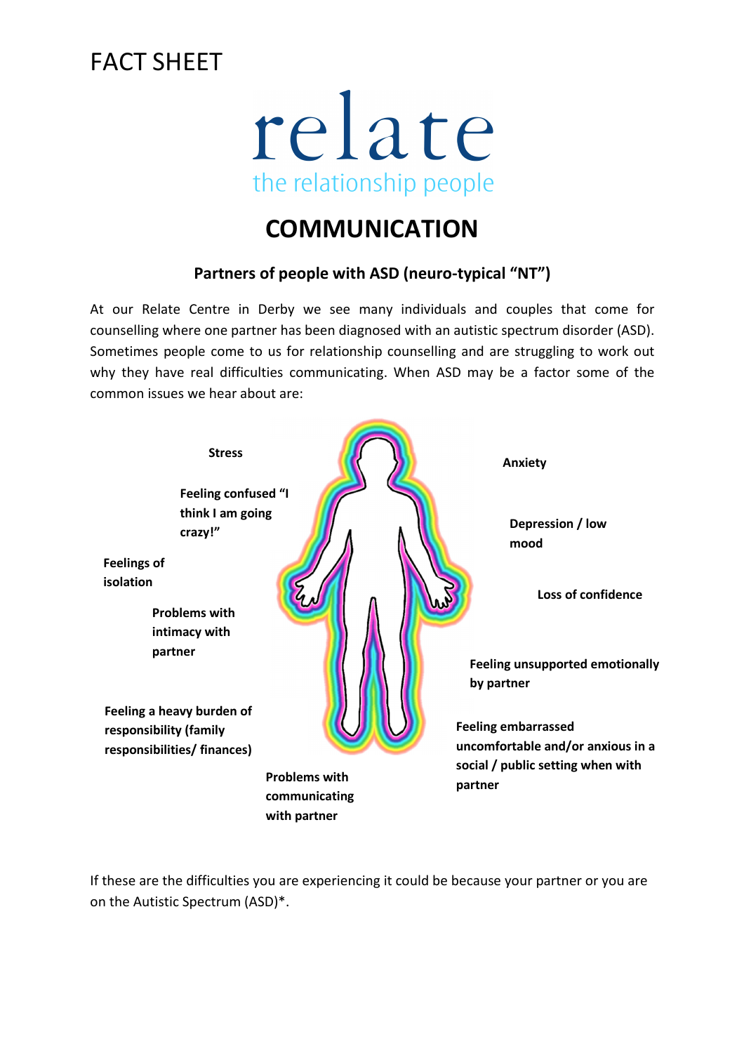FACT SHEET

relate

the relationship people

# COMMUNICATION

### Partners of people with ASD (neuro-typical "NT")

At our Relate Centre in Derby we see many individuals and couples that come for counselling where one partner has been diagnosed with an autistic spectrum disorder (ASD). Sometimes people come to us for relationship counselling and are struggling to work out why they have real difficulties communicating. When ASD may be a factor some of the common issues we hear about are:

- **Stress**
- **Feeling confused "I think I am going crazy!"**
- **Feelings of isolation**
- **Problems with intimacy with partner**
- **Feeling a heavy burden of responsibility (family responsibilities/ finances)**
- **Problems with communicating with partner**
- **Anxiety**
- **Depression / low mood**
- **Loss of confidence**
- **Feeling unsupported emotionally by partner**
- **Feeling embarrassed uncomfortable and/or anxious in a social / public setting when with partner**

If these are the difficulties you are experiencing it could be because your partner or you are on the Autistic Spectrum (ASD)*.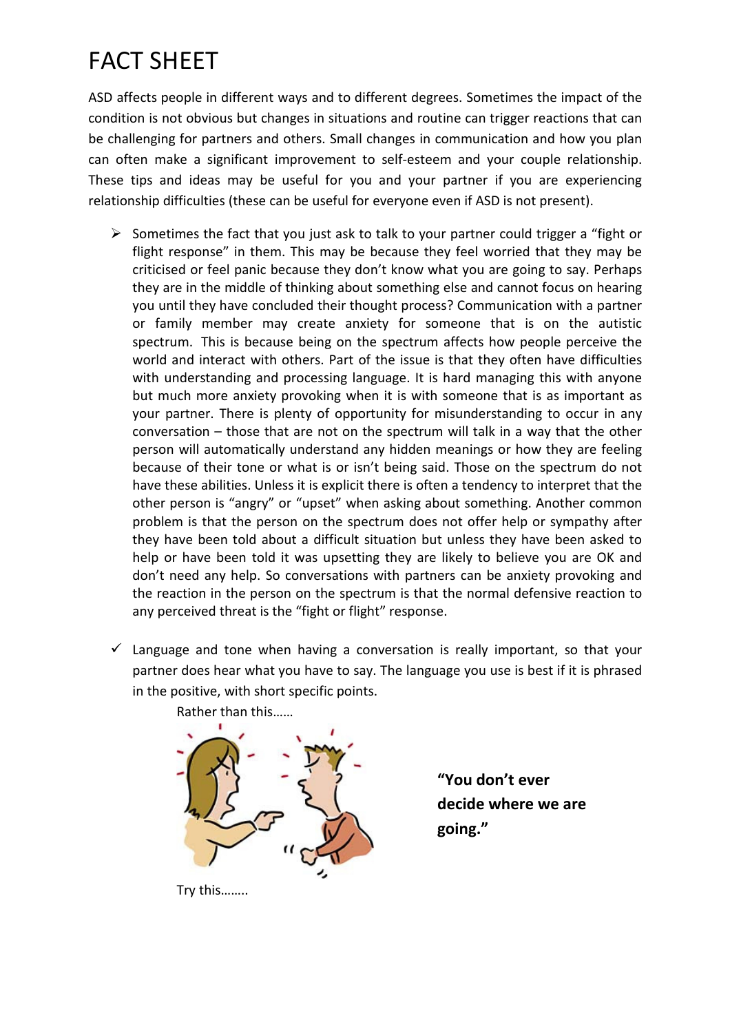# FACT SHEET

ASD affects people in different ways and to different degrees. Sometimes the impact of the condition is not obvious but changes in situations and routine can trigger reactions that can be challenging for partners and others. Small changes in communication and how you plan can often make a significant improvement to self-esteem and your couple relationship. These tips and ideas may be useful for you and your partner if you are experiencing relationship difficulties (these can be useful for everyone even if ASD is not present).

- Sometimes the fact that you just ask to talk to your partner could trigger a "fight or flight response" in them. This may be because they feel worried that they may be criticised or feel panic because they don't know what you are going to say. Perhaps they are in the middle of thinking about something else and cannot focus on hearing you until they have concluded their thought process? Communication with a partner or family member may create anxiety for someone that is on the autistic spectrum. This is because being on the spectrum affects how people perceive the world and interact with others. Part of the issue is that they often have difficulties with understanding and processing language. It is hard managing this with anyone but much more anxiety provoking when it is with someone that is as important as your partner. There is plenty of opportunity for misunderstanding to occur in any conversation – those that are not on the spectrum will talk in a way that the other person will automatically understand any hidden meanings or how they are feeling because of their tone or what is or isn't being said. Those on the spectrum do not have these abilities. Unless it is explicit there is often a tendency to interpret that the other person is "angry" or "upset" when asking about something. Another common problem is that the person on the spectrum does not offer help or sympathy after they have been told about a difficult situation but unless they have been asked to help or have been told it was upsetting they are likely to believe you are OK and don't need any help. So conversations with partners can be anxiety provoking and the reaction in the person on the spectrum is that the normal defensive reaction to any perceived threat is the "fight or flight" response.

- ✓ Language and tone when having a conversation is really important, so that your partner does hear what you have to say. The language you use is best if it is phrased in the positive, with short specific points.

  Rather than this……

  **"You don't ever decide where we are going."**

  Try this……..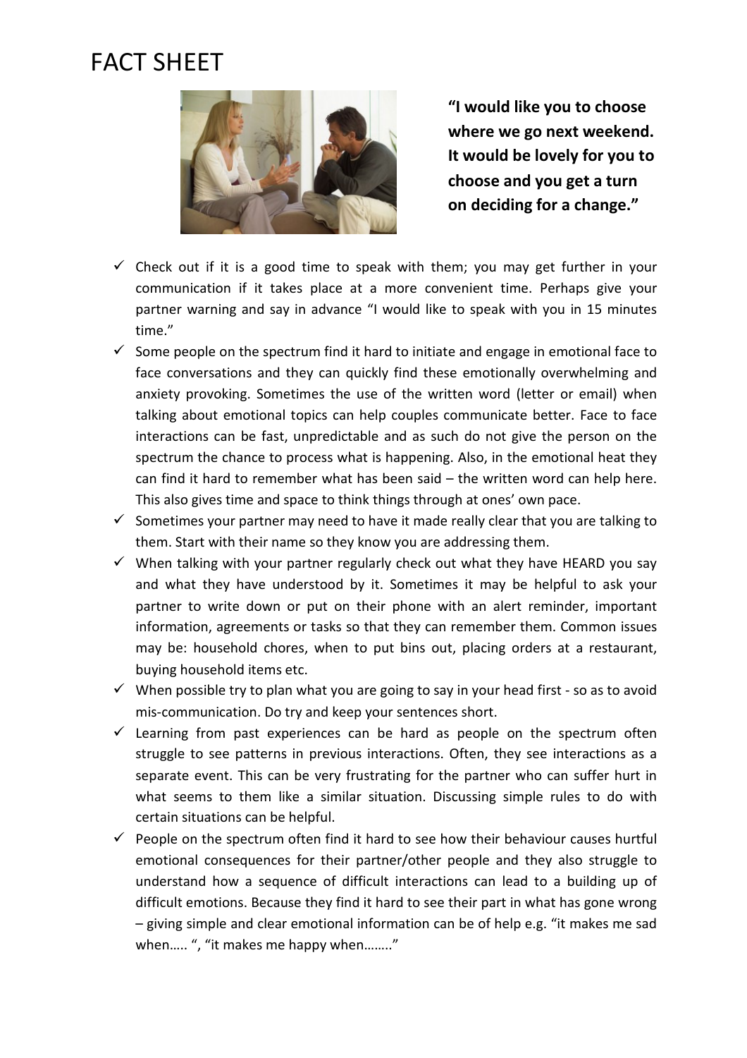# FACT SHEET

**"I would like you to choose where we go next weekend. It would be lovely for you to choose and you get a turn on deciding for a change."**

- ✓ Check out if it is a good time to speak with them; you may get further in your communication if it takes place at a more convenient time. Perhaps give your partner warning and say in advance "I would like to speak with you in 15 minutes time."
- ✓ Some people on the spectrum find it hard to initiate and engage in emotional face to face conversations and they can quickly find these emotionally overwhelming and anxiety provoking. Sometimes the use of the written word (letter or email) when talking about emotional topics can help couples communicate better. Face to face interactions can be fast, unpredictable and as such do not give the person on the spectrum the chance to process what is happening. Also, in the emotional heat they can find it hard to remember what has been said – the written word can help here. This also gives time and space to think things through at ones' own pace.
- ✓ Sometimes your partner may need to have it made really clear that you are talking to them. Start with their name so they know you are addressing them.
- ✓ When talking with your partner regularly check out what they have HEARD you say and what they have understood by it. Sometimes it may be helpful to ask your partner to write down or put on their phone with an alert reminder, important information, agreements or tasks so that they can remember them. Common issues may be: household chores, when to put bins out, placing orders at a restaurant, buying household items etc.
- ✓ When possible try to plan what you are going to say in your head first - so as to avoid mis-communication. Do try and keep your sentences short.
- ✓ Learning from past experiences can be hard as people on the spectrum often struggle to see patterns in previous interactions. Often, they see interactions as a separate event. This can be very frustrating for the partner who can suffer hurt in what seems to them like a similar situation. Discussing simple rules to do with certain situations can be helpful.
- ✓ People on the spectrum often find it hard to see how their behaviour causes hurtful emotional consequences for their partner/other people and they also struggle to understand how a sequence of difficult interactions can lead to a building up of difficult emotions. Because they find it hard to see their part in what has gone wrong – giving simple and clear emotional information can be of help e.g. "it makes me sad when….. ", "it makes me happy when…….."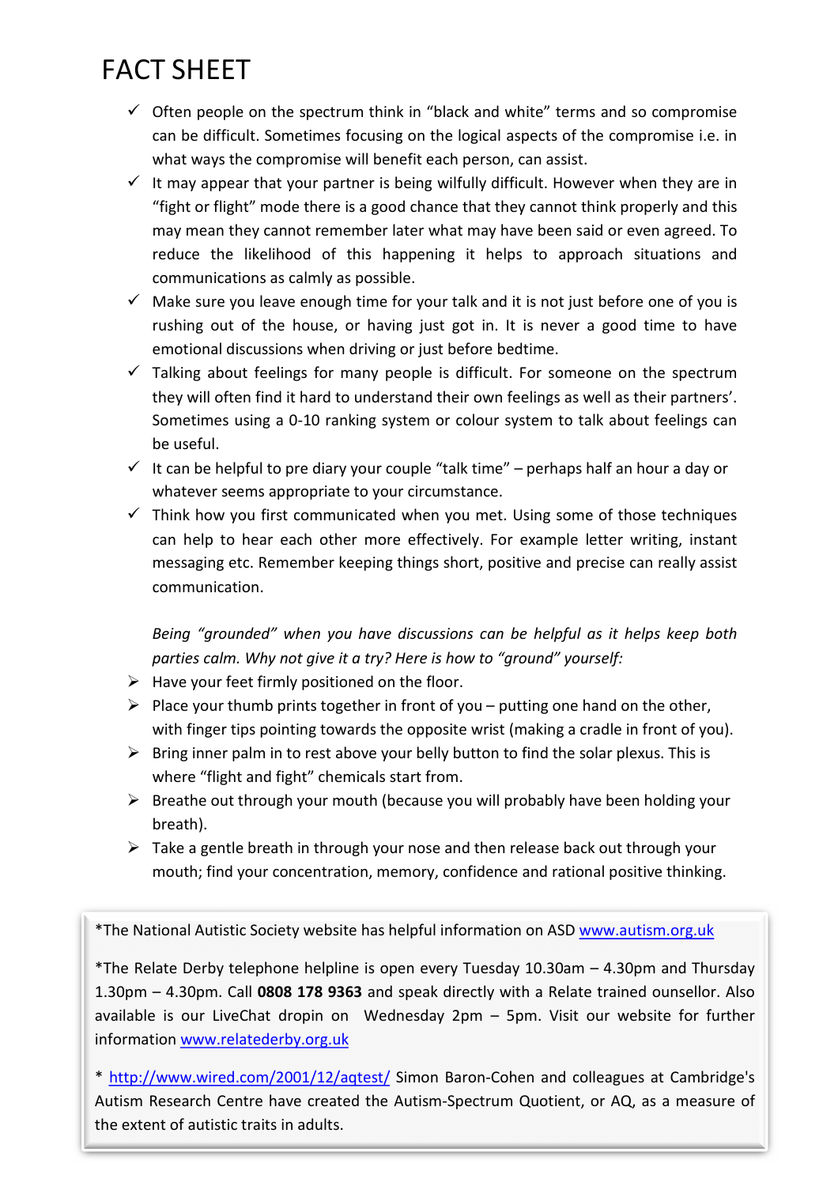# FACT SHEET

- ✓ Often people on the spectrum think in "black and white" terms and so compromise can be difficult. Sometimes focusing on the logical aspects of the compromise i.e. in what ways the compromise will benefit each person, can assist.
- ✓ It may appear that your partner is being wilfully difficult. However when they are in "fight or flight" mode there is a good chance that they cannot think properly and this may mean they cannot remember later what may have been said or even agreed. To reduce the likelihood of this happening it helps to approach situations and communications as calmly as possible.
- ✓ Make sure you leave enough time for your talk and it is not just before one of you is rushing out of the house, or having just got in. It is never a good time to have emotional discussions when driving or just before bedtime.
- ✓ Talking about feelings for many people is difficult. For someone on the spectrum they will often find it hard to understand their own feelings as well as their partners'. Sometimes using a 0-10 ranking system or colour system to talk about feelings can be useful.
- ✓ It can be helpful to pre diary your couple "talk time" – perhaps half an hour a day or whatever seems appropriate to your circumstance.
- ✓ Think how you first communicated when you met. Using some of those techniques can help to hear each other more effectively. For example letter writing, instant messaging etc. Remember keeping things short, positive and precise can really assist communication.

*Being "grounded" when you have discussions can be helpful as it helps keep both parties calm. Why not give it a try? Here is how to "ground" yourself:*

- ➢ Have your feet firmly positioned on the floor.
- ➢ Place your thumb prints together in front of you – putting one hand on the other, with finger tips pointing towards the opposite wrist (making a cradle in front of you).
- ➢ Bring inner palm in to rest above your belly button to find the solar plexus. This is where "flight and fight" chemicals start from.
- ➢ Breathe out through your mouth (because you will probably have been holding your breath).
- ➢ Take a gentle breath in through your nose and then release back out through your mouth; find your concentration, memory, confidence and rational positive thinking.

*The National Autistic Society website has helpful information on ASD www.autism.org.uk

*The Relate Derby telephone helpline is open every Tuesday 10.30am – 4.30pm and Thursday 1.30pm – 4.30pm. Call **0808 178 9363** and speak directly with a Relate trained ounsellor. Also available is our LiveChat dropin on Wednesday 2pm – 5pm. Visit our website for further information www.relatederby.org.uk

* http://www.wired.com/2001/12/aqtest/ Simon Baron-Cohen and colleagues at Cambridge's Autism Research Centre have created the Autism-Spectrum Quotient, or AQ, as a measure of the extent of autistic traits in adults.